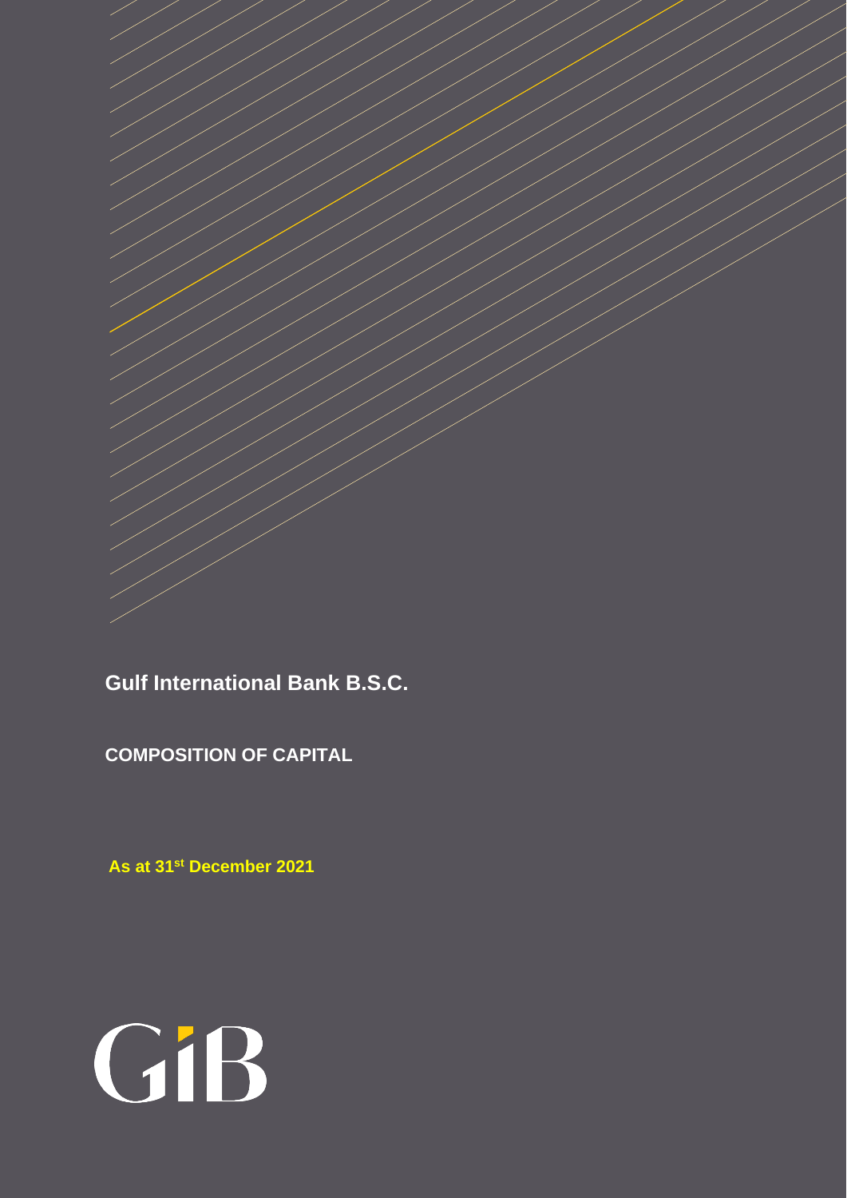**Gulf International Bank B.S.C.**

**COMPOSITION OF CAPITAL**

**As at 31st December 2021**

GIB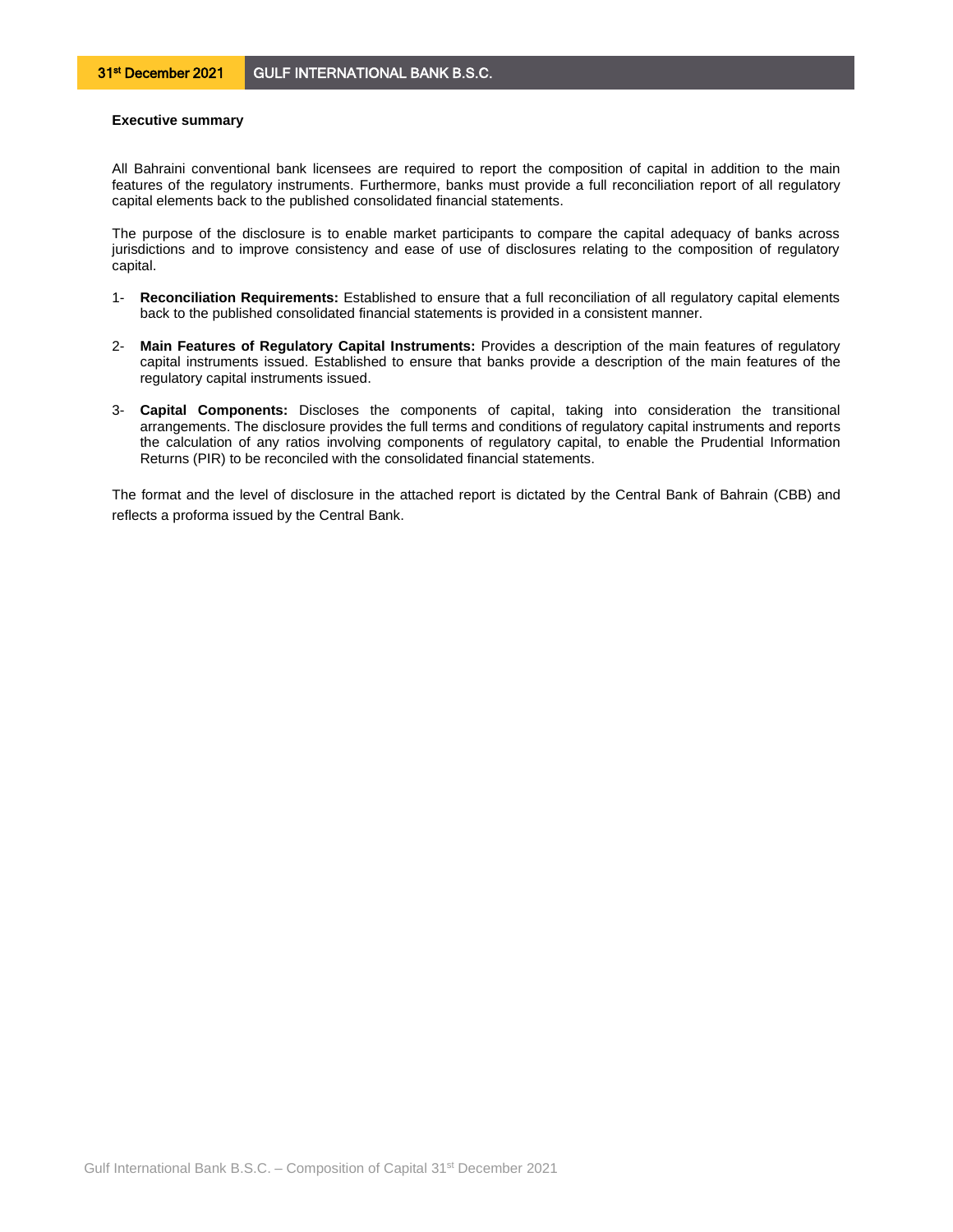**Executive summary**

All Bahraini conventional bank licensees are required to report the composition of capital in addition to the main features of the regulatory instruments. Furthermore, banks must provide a full reconciliation report of all regulatory capital elements back to the published consolidated financial statements.

The purpose of the disclosure is to enable market participants to compare the capital adequacy of banks across jurisdictions and to improve consistency and ease of use of disclosures relating to the composition of regulatory capital.

1- **Reconciliation Requirements:** Established to ensure that a full reconciliation of all regulatory capital elements back to the published consolidated financial statements is provided in a consistent manner.

2- **Main Features of Regulatory Capital Instruments:** Provides a description of the main features of regulatory capital instruments issued. Established to ensure that banks provide a description of the main features of the regulatory capital instruments issued.

3- **Capital Components:** Discloses the components of capital, taking into consideration the transitional arrangements. The disclosure provides the full terms and conditions of regulatory capital instruments and reports the calculation of any ratios involving components of regulatory capital, to enable the Prudential Information Returns (PIR) to be reconciled with the consolidated financial statements.

The format and the level of disclosure in the attached report is dictated by the Central Bank of Bahrain (CBB) and reflects a proforma issued by the Central Bank.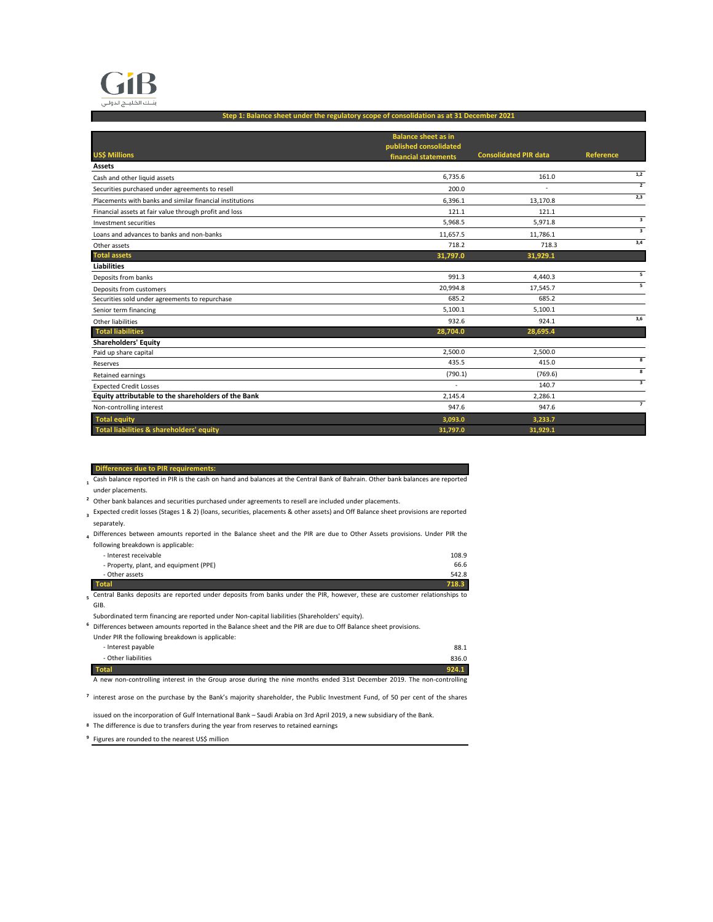GIB

بنك الخليج الدولي

## Step 1: Balance sheet under the regulatory scope of consolidation as at 31 December 2021

| US$ Millions | Balance sheet as in published consolidated financial statements | Consolidated PIR data | Reference |
|---|---|---|---|
| **Assets** | | | |
| Cash and other liquid assets | 6,735.6 | 161.0 | 1,2 |
| Securities purchased under agreements to resell | 200.0 | - | 2 |
| Placements with banks and similar financial institutions | 6,396.1 | 13,170.8 | 2,3 |
| Financial assets at fair value through profit and loss | 121.1 | 121.1 | |
| Investment securities | 5,968.5 | 5,971.8 | 3 |
| Loans and advances to banks and non-banks | 11,657.5 | 11,786.1 | 3 |
| Other assets | 718.2 | 718.3 | 3,4 |
| **Total assets** | **31,797.0** | **31,929.1** | |
| **Liabilities** | | | |
| Deposits from banks | 991.3 | 4,440.3 | 5 |
| Deposits from customers | 20,994.8 | 17,545.7 | 5 |
| Securities sold under agreements to repurchase | 685.2 | 685.2 | |
| Senior term financing | 5,100.1 | 5,100.1 | |
| Other liabilities | 932.6 | 924.1 | 3,6 |
| **Total liabilities** | **28,704.0** | **28,695.4** | |
| **Shareholders' Equity** | | | |
| Paid up share capital | 2,500.0 | 2,500.0 | |
| Reserves | 435.5 | 415.0 | 8 |
| Retained earnings | (790.1) | (769.6) | 8 |
| Expected Credit Losses | - | 140.7 | 3 |
| **Equity attributable to the shareholders of the Bank** | 2,145.4 | 2,286.1 | |
| Non-controlling interest | 947.6 | 947.6 | 7 |
| **Total equity** | **3,093.0** | **3,233.7** | |
| **Total liabilities & shareholders' equity** | **31,797.0** | **31,929.1** | |

**Differences due to PIR requirements:**

1. Cash balance reported in PIR is the cash on hand and balances at the Central Bank of Bahrain. Other bank balances are reported under placements.
2. Other bank balances and securities purchased under agreements to resell are included under placements.
3. Expected credit losses (Stages 1 & 2) (loans, securities, placements & other assets) and Off Balance sheet provisions are reported separately.
4. Differences between amounts reported in the Balance sheet and the PIR are due to Other Assets provisions. Under PIR the following breakdown is applicable:

| | |
|---|---|
| - Interest receivable | 108.9 |
| - Property, plant, and equipment (PPE) | 66.6 |
| - Other assets | 542.8 |
| **Total** | **718.3** |

5. Central Banks deposits are reported under deposits from banks under the PIR, however, these are customer relationships to GIB.

   Subordinated term financing are reported under Non-capital liabilities (Shareholders' equity).
6. Differences between amounts reported in the Balance sheet and the PIR are due to Off Balance sheet provisions.

   Under PIR the following breakdown is applicable:

| | |
|---|---|
| - Interest payable | 88.1 |
| - Other liabilities | 836.0 |
| **Total** | **924.1** |

7. A new non-controlling interest in the Group arose during the nine months ended 31st December 2019. The non-controlling interest arose on the purchase by the Bank's majority shareholder, the Public Investment Fund, of 50 per cent of the shares issued on the incorporation of Gulf International Bank – Saudi Arabia on 3rd April 2019, a new subsidiary of the Bank.
8. The difference is due to transfers during the year from reserves to retained earnings
9. Figures are rounded to the nearest US$ million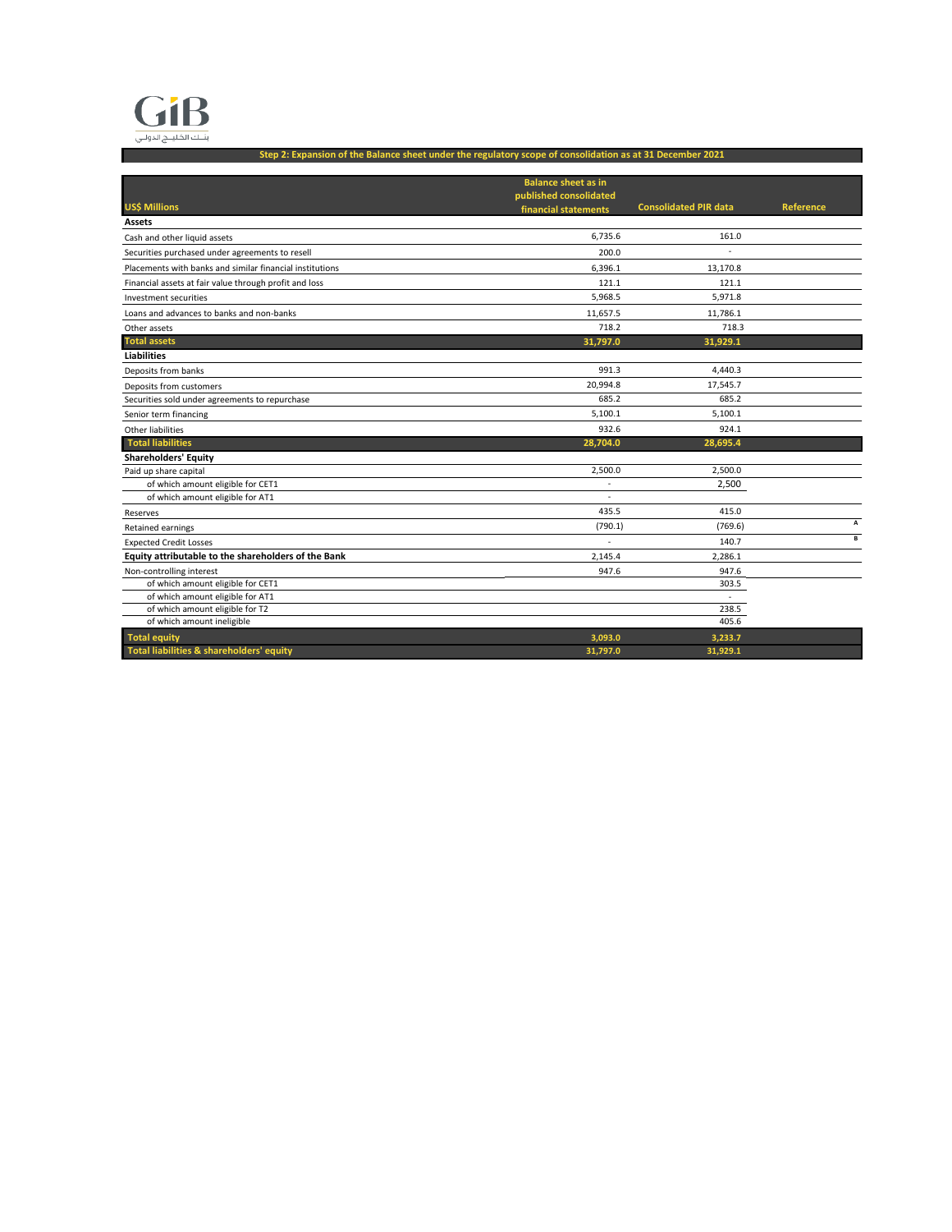GIB

بنك الخليج الدولي

## Step 2: Expansion of the Balance sheet under the regulatory scope of consolidation as at 31 December 2021

| US$ Millions | Balance sheet as in published consolidated financial statements | Consolidated PIR data | Reference |
|---|---|---|---|
| **Assets** | | | |
| Cash and other liquid assets | 6,735.6 | 161.0 | |
| Securities purchased under agreements to resell | 200.0 | - | |
| Placements with banks and similar financial institutions | 6,396.1 | 13,170.8 | |
| Financial assets at fair value through profit and loss | 121.1 | 121.1 | |
| Investment securities | 5,968.5 | 5,971.8 | |
| Loans and advances to banks and non-banks | 11,657.5 | 11,786.1 | |
| Other assets | 718.2 | 718.3 | |
| **Total assets** | **31,797.0** | **31,929.1** | |
| **Liabilities** | | | |
| Deposits from banks | 991.3 | 4,440.3 | |
| Deposits from customers | 20,994.8 | 17,545.7 | |
| Securities sold under agreements to repurchase | 685.2 | 685.2 | |
| Senior term financing | 5,100.1 | 5,100.1 | |
| Other liabilities | 932.6 | 924.1 | |
| **Total liabilities** | **28,704.0** | **28,695.4** | |
| **Shareholders' Equity** | | | |
| Paid up share capital | 2,500.0 | 2,500.0 | |
| of which amount eligible for CET1 | - | 2,500 | |
| of which amount eligible for AT1 | - | | |
| Reserves | 435.5 | 415.0 | |
| Retained earnings | (790.1) | (769.6) | A |
| Expected Credit Losses | - | 140.7 | B |
| **Equity attributable to the shareholders of the Bank** | **2,145.4** | **2,286.1** | |
| Non-controlling interest | 947.6 | 947.6 | |
| of which amount eligible for CET1 | | 303.5 | |
| of which amount eligible for AT1 | | - | |
| of which amount eligible for T2 | | 238.5 | |
| of which amount ineligible | | 405.6 | |
| **Total equity** | **3,093.0** | **3,233.7** | |
| **Total liabilities & shareholders' equity** | **31,797.0** | **31,929.1** | |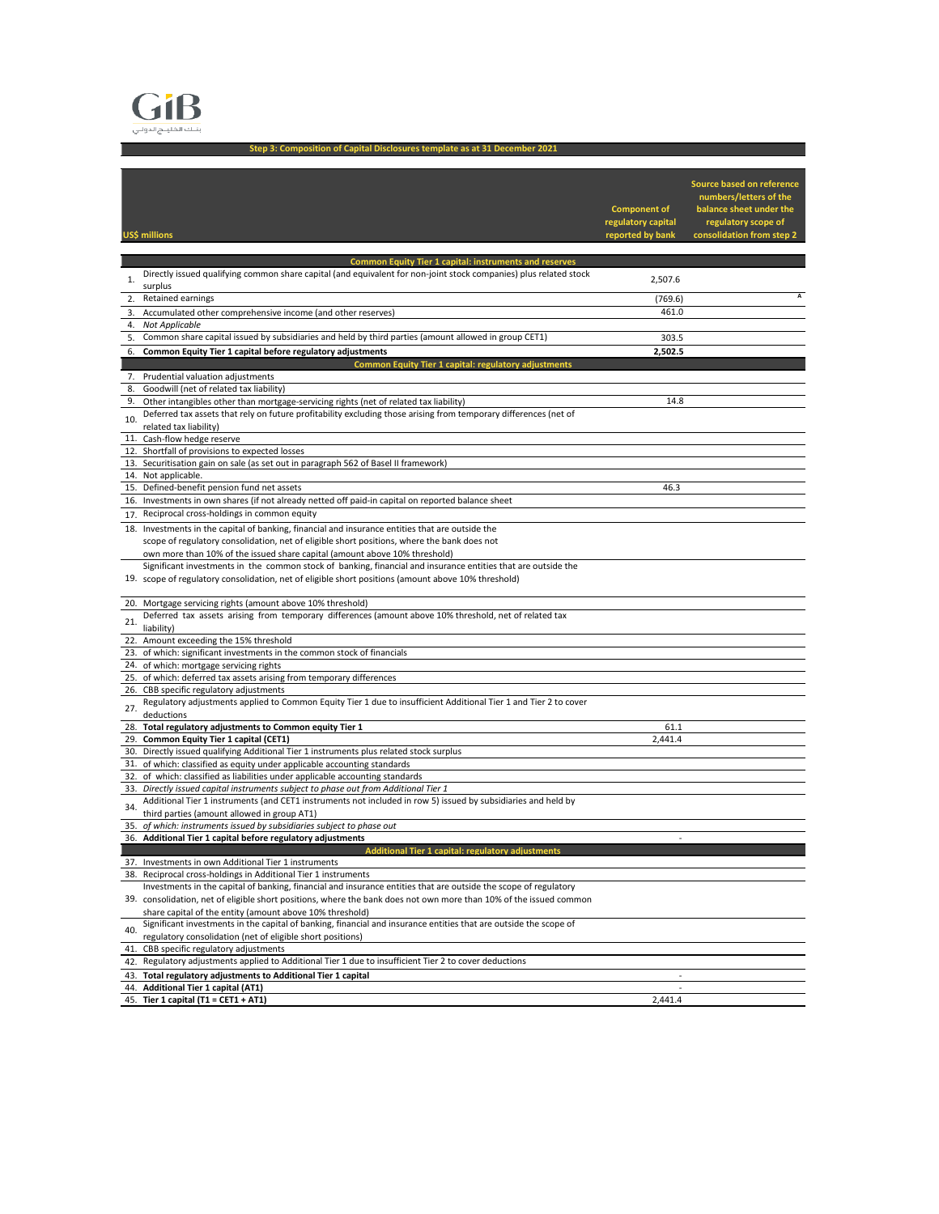GiB

بنك الخليج الدولي

## Step 3: Composition of Capital Disclosures template as at 31 December 2021

| | US$ millions | Component of regulatory capital reported by bank | Source based on reference numbers/letters of the balance sheet under the regulatory scope of consolidation from step 2 |
|---|---|---|---|
| | **Common Equity Tier 1 capital: instruments and reserves** | | |
| 1. | Directly issued qualifying common share capital (and equivalent for non-joint stock companies) plus related stock surplus | 2,507.6 | |
| 2. | Retained earnings | (769.6) | A |
| 3. | Accumulated other comprehensive income (and other reserves) | 461.0 | |
| 4. | *Not Applicable* | | |
| 5. | Common share capital issued by subsidiaries and held by third parties (amount allowed in group CET1) | 303.5 | |
| 6. | **Common Equity Tier 1 capital before regulatory adjustments** | **2,502.5** | |
| | **Common Equity Tier 1 capital: regulatory adjustments** | | |
| 7. | Prudential valuation adjustments | | |
| 8. | Goodwill (net of related tax liability) | | |
| 9. | Other intangibles other than mortgage-servicing rights (net of related tax liability) | 14.8 | |
| 10. | Deferred tax assets that rely on future profitability excluding those arising from temporary differences (net of related tax liability) | | |
| 11. | Cash-flow hedge reserve | | |
| 12. | Shortfall of provisions to expected losses | | |
| 13. | Securitisation gain on sale (as set out in paragraph 562 of Basel II framework) | | |
| 14. | Not applicable. | | |
| 15. | Defined-benefit pension fund net assets | 46.3 | |
| 16. | Investments in own shares (if not already netted off paid-in capital on reported balance sheet | | |
| 17. | Reciprocal cross-holdings in common equity | | |
| 18. | Investments in the capital of banking, financial and insurance entities that are outside the scope of regulatory consolidation, net of eligible short positions, where the bank does not own more than 10% of the issued share capital (amount above 10% threshold) | | |
| 19. | Significant investments in the common stock of banking, financial and insurance entities that are outside the scope of regulatory consolidation, net of eligible short positions (amount above 10% threshold) | | |
| 20. | Mortgage servicing rights (amount above 10% threshold) | | |
| 21. | Deferred tax assets arising from temporary differences (amount above 10% threshold, net of related tax liability) | | |
| 22. | Amount exceeding the 15% threshold | | |
| 23. | of which: significant investments in the common stock of financials | | |
| 24. | of which: mortgage servicing rights | | |
| 25. | of which: deferred tax assets arising from temporary differences | | |
| 26. | CBB specific regulatory adjustments | | |
| 27. | Regulatory adjustments applied to Common Equity Tier 1 due to insufficient Additional Tier 1 and Tier 2 to cover deductions | | |
| 28. | **Total regulatory adjustments to Common equity Tier 1** | 61.1 | |
| 29. | **Common Equity Tier 1 capital (CET1)** | 2,441.4 | |
| 30. | Directly issued qualifying Additional Tier 1 instruments plus related stock surplus | | |
| 31. | of which: classified as equity under applicable accounting standards | | |
| 32. | of which: classified as liabilities under applicable accounting standards | | |
| 33. | *Directly issued capital instruments subject to phase out from Additional Tier 1* | | |
| 34. | Additional Tier 1 instruments (and CET1 instruments not included in row 5) issued by subsidiaries and held by third parties (amount allowed in group AT1) | | |
| 35. | *of which: instruments issued by subsidiaries subject to phase out* | | |
| 36. | **Additional Tier 1 capital before regulatory adjustments** | - | |
| | **Additional Tier 1 capital: regulatory adjustments** | | |
| 37. | Investments in own Additional Tier 1 instruments | | |
| 38. | Reciprocal cross-holdings in Additional Tier 1 instruments | | |
| 39. | Investments in the capital of banking, financial and insurance entities that are outside the scope of regulatory consolidation, net of eligible short positions, where the bank does not own more than 10% of the issued common share capital of the entity (amount above 10% threshold) | | |
| 40. | Significant investments in the capital of banking, financial and insurance entities that are outside the scope of regulatory consolidation (net of eligible short positions) | | |
| 41. | CBB specific regulatory adjustments | | |
| 42. | Regulatory adjustments applied to Additional Tier 1 due to insufficient Tier 2 to cover deductions | | |
| 43. | **Total regulatory adjustments to Additional Tier 1 capital** | - | |
| 44. | **Additional Tier 1 capital (AT1)** | - | |
| 45. | **Tier 1 capital (T1 = CET1 + AT1)** | 2,441.4 | |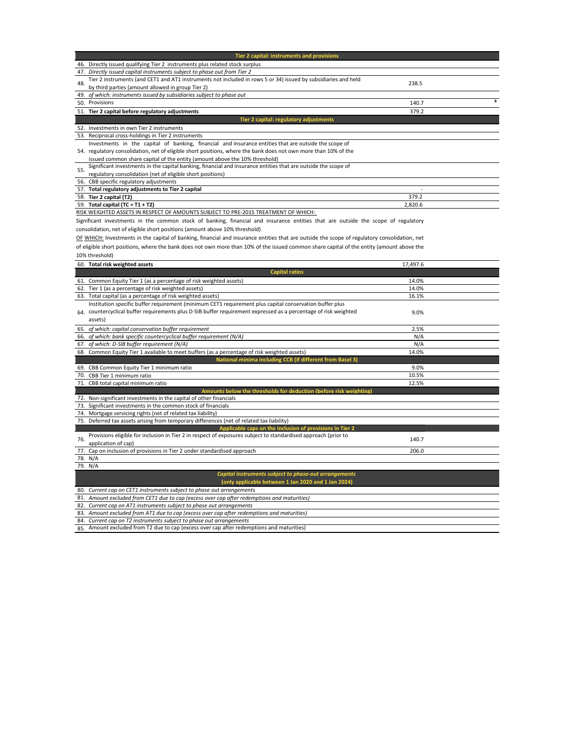| | Tier 2 capital: instruments and provisions | | |
|---|---|---|---|
| 46. | Directly issued qualifying Tier 2 instruments plus related stock surplus | | |
| 47. | *Directly issued capital instruments subject to phase out from Tier 2* | | |
| 48. | Tier 2 instruments (and CET1 and AT1 instruments not included in rows 5 or 34) issued by subsidiaries and held by third parties (amount allowed in group Tier 2) | 238.5 | |
| 49. | *of which: instruments issued by subsidiaries subject to phase out* | | |
| 50. | Provisions | 140.7 | B |
| 51. | **Tier 2 capital before regulatory adjustments** | 379.2 | |
| | **Tier 2 capital: regulatory adjustments** | | |
| 52. | Investments in own Tier 2 instruments | | |
| 53. | Reciprocal cross-holdings in Tier 2 instruments | | |
| 54. | Investments in the capital of banking, financial and insurance entities that are outside the scope of regulatory consolidation, net of eligible short positions, where the bank does not own more than 10% of the issued common share capital of the entity (amount above the 10% threshold) | | |
| 55. | Significant investments in the capital banking, financial and insurance entities that are outside the scope of regulatory consolidation (net of eligible short positions) | | |
| 56. | CBB specific regulatory adjustments | | |
| 57. | **Total regulatory adjustments to Tier 2 capital** | - | |
| 58. | **Tier 2 capital (T2)** | 379.2 | |
| 59. | **Total capital (TC = T1 + T2)** | 2,820.6 | |

RISK WEIGHTED ASSETS IN RESPECT OF AMOUNTS SUBJECT TO PRE-2015 TREATMENT OF WHICH:

Significant investments in the common stock of banking, financial and insurance entities that are outside the scope of regulatory consolidation, net of eligible short positions (amount above 10% threshold)

OF WHICH: Investments in the capital of banking, financial and insurance entities that are outside the scope of regulatory consolidation, net of eligible short positions, where the bank does not own more than 10% of the issued common share capital of the entity (amount above the 10% threshold)

| | | | |
|---|---|---|---|
| 60. | **Total risk weighted assets** | 17,497.6 | |
| | **Capital ratios** | | |
| 61. | Common Equity Tier 1 (as a percentage of risk weighted assets) | 14.0% | |
| 62. | Tier 1 (as a percentage of risk weighted assets) | 14.0% | |
| 63. | Total capital (as a percentage of risk weighted assets) | 16.1% | |
| 64. | Institution specific buffer requirement (minimum CET1 requirement plus capital conservation buffer plus countercyclical buffer requirements plus D-SIB buffer requirement expressed as a percentage of risk weighted assets) | 9.0% | |
| 65. | *of which: capital conservation buffer requirement* | 2.5% | |
| 66. | *of which: bank specific countercyclical buffer requirement (N/A)* | N/A | |
| 67. | *of which: D-SIB buffer requirement (N/A)* | N/A | |
| 68. | Common Equity Tier 1 available to meet buffers (as a percentage of risk weighted assets) | 14.0% | |
| | **National minima including CCB (if different from Basel 3)** | | |
| 69. | CBB Common Equity Tier 1 minimum ratio | 9.0% | |
| 70. | CBB Tier 1 minimum ratio | 10.5% | |
| 71. | CBB total capital minimum ratio | 12.5% | |
| | **Amounts below the thresholds for deduction (before risk weighting)** | | |
| 72. | Non-significant investments in the capital of other financials | | |
| 73. | Significant investments in the common stock of financials | | |
| 74. | Mortgage servicing rights (net of related tax liability) | | |
| 75. | Deferred tax assets arising from temporary differences (net of related tax liability) | | |
| | **Applicable caps on the inclusion of provisions in Tier 2** | | |
| 76. | Provisions eligible for inclusion in Tier 2 in respect of exposures subject to standardised approach (prior to application of cap) | 140.7 | |
| 77. | Cap on inclusion of provisions in Tier 2 under standardised approach | 206.0 | |
| 78. | N/A | | |
| 79. | N/A | | |
| | ***Capital instruments subject to phase-out arrangements (only applicable between 1 Jan 2020 and 1 Jan 2024)*** | | |
| 80. | *Current cap on CET1 instruments subject to phase out arrangements* | | |
| 81. | *Amount excluded from CET1 due to cap (excess over cap after redemptions and maturities)* | | |
| 82. | *Current cap on AT1 instruments subject to phase out arrangements* | | |
| 83. | *Amount excluded from AT1 due to cap (excess over cap after redemptions and maturities)* | | |
| 84. | *Current cap on T2 instruments subject to phase out arrangements* | | |
| 85. | Amount excluded from T2 due to cap (excess over cap after redemptions and maturities) | | |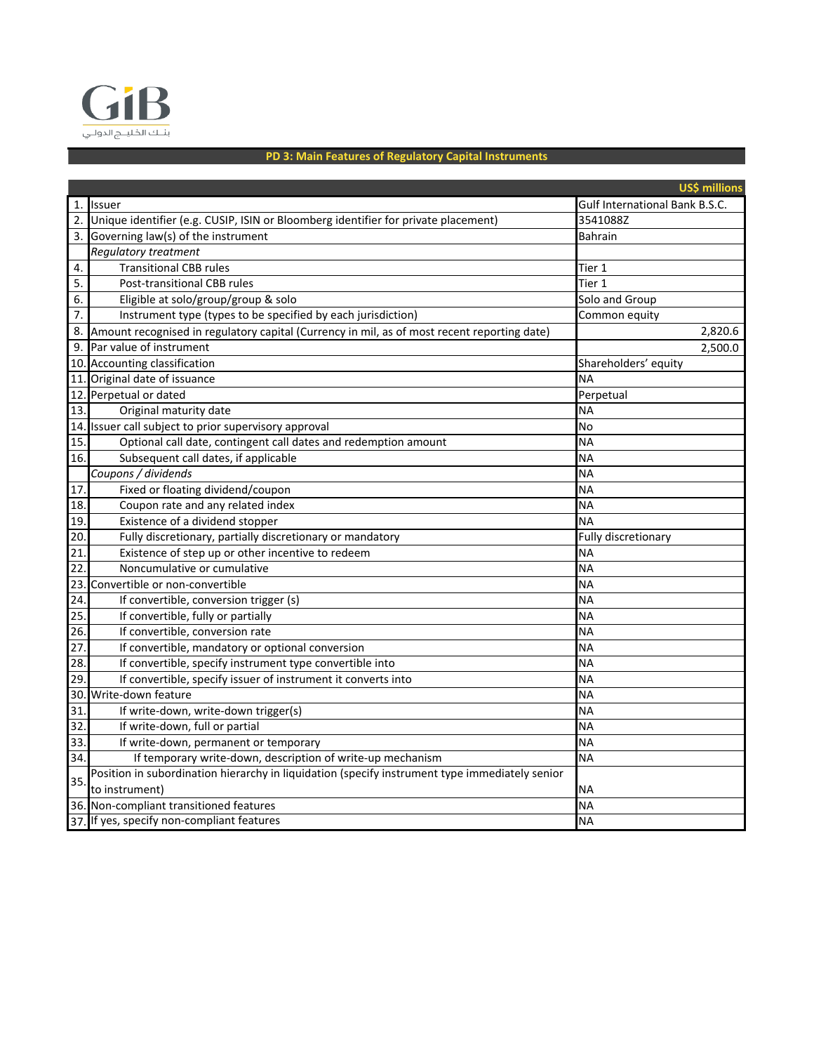GiB

بنك الخليج الدولي

## PD 3: Main Features of Regulatory Capital Instruments

| | | US$ millions |
|---|---|---|
| 1. | Issuer | Gulf International Bank B.S.C. |
| 2. | Unique identifier (e.g. CUSIP, ISIN or Bloomberg identifier for private placement) | 3541088Z |
| 3. | Governing law(s) of the instrument | Bahrain |
| | *Regulatory treatment* | |
| 4. | Transitional CBB rules | Tier 1 |
| 5. | Post-transitional CBB rules | Tier 1 |
| 6. | Eligible at solo/group/group & solo | Solo and Group |
| 7. | Instrument type (types to be specified by each jurisdiction) | Common equity |
| 8. | Amount recognised in regulatory capital (Currency in mil, as of most recent reporting date) | 2,820.6 |
| 9. | Par value of instrument | 2,500.0 |
| 10. | Accounting classification | Shareholders' equity |
| 11. | Original date of issuance | NA |
| 12. | Perpetual or dated | Perpetual |
| 13. | Original maturity date | NA |
| 14. | Issuer call subject to prior supervisory approval | No |
| 15. | Optional call date, contingent call dates and redemption amount | NA |
| 16. | Subsequent call dates, if applicable | NA |
| | *Coupons / dividends* | NA |
| 17. | Fixed or floating dividend/coupon | NA |
| 18. | Coupon rate and any related index | NA |
| 19. | Existence of a dividend stopper | NA |
| 20. | Fully discretionary, partially discretionary or mandatory | Fully discretionary |
| 21. | Existence of step up or other incentive to redeem | NA |
| 22. | Noncumulative or cumulative | NA |
| 23. | Convertible or non-convertible | NA |
| 24. | If convertible, conversion trigger (s) | NA |
| 25. | If convertible, fully or partially | NA |
| 26. | If convertible, conversion rate | NA |
| 27. | If convertible, mandatory or optional conversion | NA |
| 28. | If convertible, specify instrument type convertible into | NA |
| 29. | If convertible, specify issuer of instrument it converts into | NA |
| 30. | Write-down feature | NA |
| 31. | If write-down, write-down trigger(s) | NA |
| 32. | If write-down, full or partial | NA |
| 33. | If write-down, permanent or temporary | NA |
| 34. | If temporary write-down, description of write-up mechanism | NA |
| 35. | Position in subordination hierarchy in liquidation (specify instrument type immediately senior to instrument) | NA |
| 36. | Non-compliant transitioned features | NA |
| 37. | If yes, specify non-compliant features | NA |